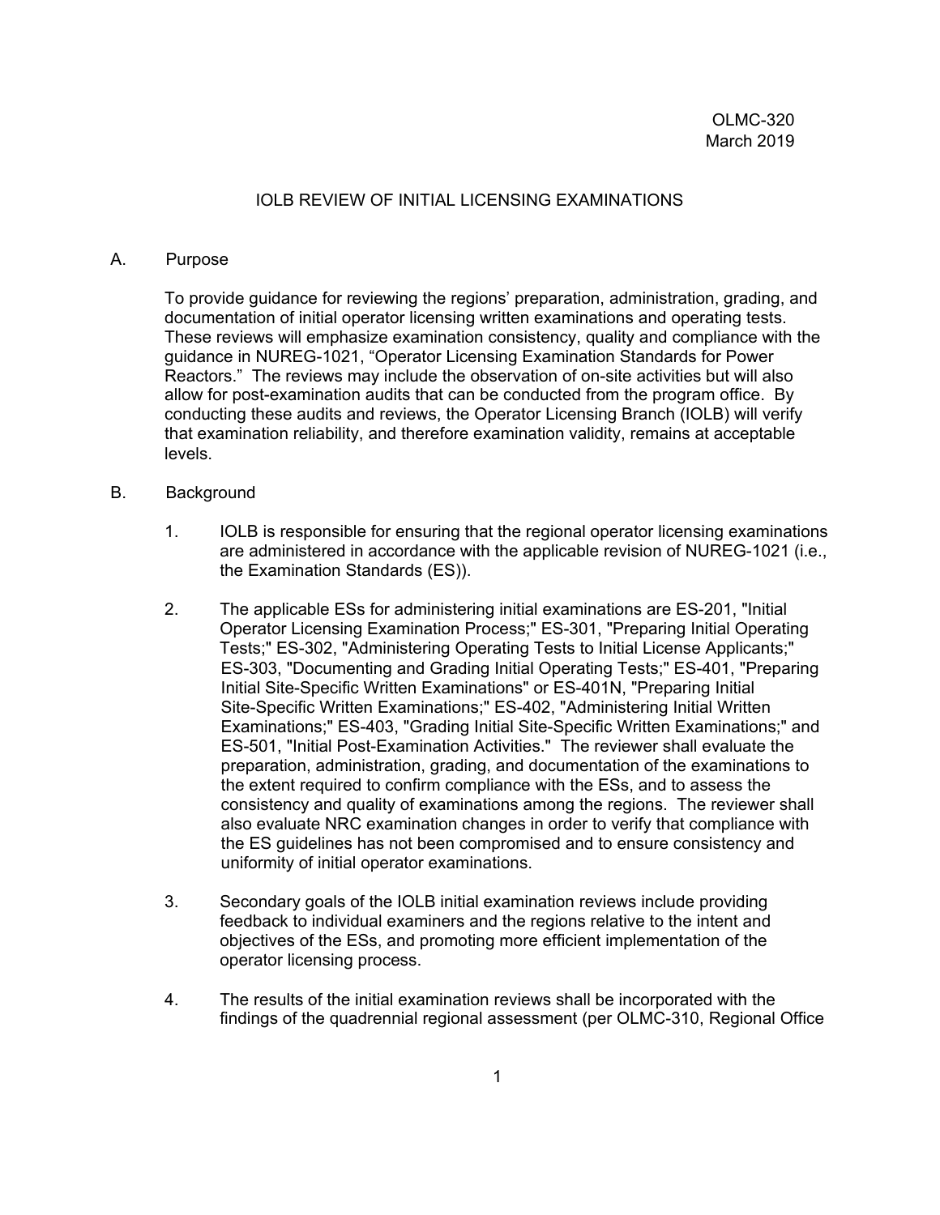OLMC-320
March 2019

# IOLB REVIEW OF INITIAL LICENSING EXAMINATIONS

## A. Purpose

To provide guidance for reviewing the regions' preparation, administration, grading, and documentation of initial operator licensing written examinations and operating tests. These reviews will emphasize examination consistency, quality and compliance with the guidance in NUREG-1021, "Operator Licensing Examination Standards for Power Reactors." The reviews may include the observation of on-site activities but will also allow for post-examination audits that can be conducted from the program office. By conducting these audits and reviews, the Operator Licensing Branch (IOLB) will verify that examination reliability, and therefore examination validity, remains at acceptable levels.

## B. Background

1. IOLB is responsible for ensuring that the regional operator licensing examinations are administered in accordance with the applicable revision of NUREG-1021 (i.e., the Examination Standards (ES)).

2. The applicable ESs for administering initial examinations are ES-201, "Initial Operator Licensing Examination Process;" ES-301, "Preparing Initial Operating Tests;" ES-302, "Administering Operating Tests to Initial License Applicants;" ES-303, "Documenting and Grading Initial Operating Tests;" ES-401, "Preparing Initial Site-Specific Written Examinations" or ES-401N, "Preparing Initial Site-Specific Written Examinations;" ES-402, "Administering Initial Written Examinations;" ES-403, "Grading Initial Site-Specific Written Examinations;" and ES-501, "Initial Post-Examination Activities." The reviewer shall evaluate the preparation, administration, grading, and documentation of the examinations to the extent required to confirm compliance with the ESs, and to assess the consistency and quality of examinations among the regions. The reviewer shall also evaluate NRC examination changes in order to verify that compliance with the ES guidelines has not been compromised and to ensure consistency and uniformity of initial operator examinations.

3. Secondary goals of the IOLB initial examination reviews include providing feedback to individual examiners and the regions relative to the intent and objectives of the ESs, and promoting more efficient implementation of the operator licensing process.

4. The results of the initial examination reviews shall be incorporated with the findings of the quadrennial regional assessment (per OLMC-310, Regional Office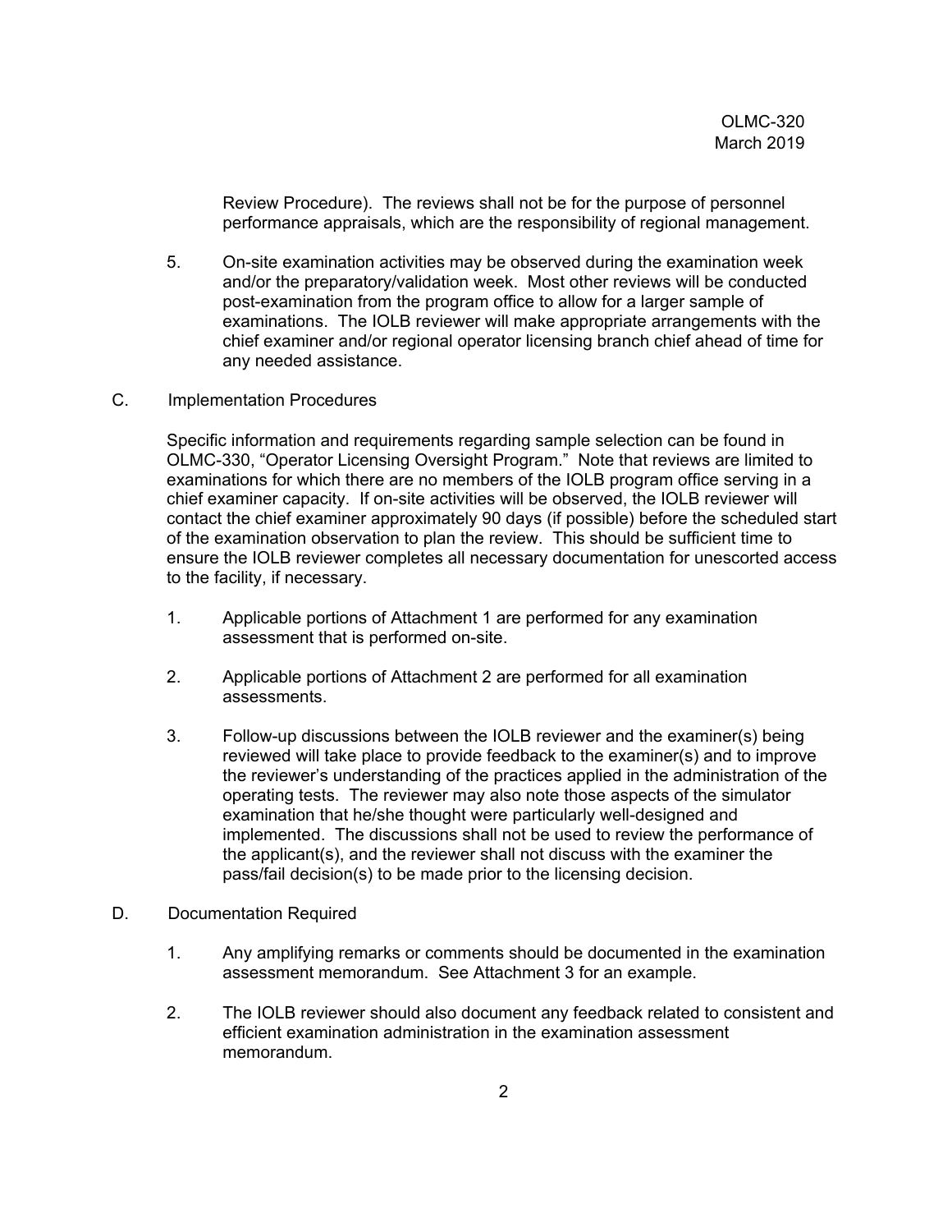Review Procedure). The reviews shall not be for the purpose of personnel performance appraisals, which are the responsibility of regional management.

5. On-site examination activities may be observed during the examination week and/or the preparatory/validation week. Most other reviews will be conducted post-examination from the program office to allow for a larger sample of examinations. The IOLB reviewer will make appropriate arrangements with the chief examiner and/or regional operator licensing branch chief ahead of time for any needed assistance.

C. Implementation Procedures

Specific information and requirements regarding sample selection can be found in OLMC-330, "Operator Licensing Oversight Program." Note that reviews are limited to examinations for which there are no members of the IOLB program office serving in a chief examiner capacity. If on-site activities will be observed, the IOLB reviewer will contact the chief examiner approximately 90 days (if possible) before the scheduled start of the examination observation to plan the review. This should be sufficient time to ensure the IOLB reviewer completes all necessary documentation for unescorted access to the facility, if necessary.

1. Applicable portions of Attachment 1 are performed for any examination assessment that is performed on-site.

2. Applicable portions of Attachment 2 are performed for all examination assessments.

3. Follow-up discussions between the IOLB reviewer and the examiner(s) being reviewed will take place to provide feedback to the examiner(s) and to improve the reviewer's understanding of the practices applied in the administration of the operating tests. The reviewer may also note those aspects of the simulator examination that he/she thought were particularly well-designed and implemented. The discussions shall not be used to review the performance of the applicant(s), and the reviewer shall not discuss with the examiner the pass/fail decision(s) to be made prior to the licensing decision.

D. Documentation Required

1. Any amplifying remarks or comments should be documented in the examination assessment memorandum. See Attachment 3 for an example.

2. The IOLB reviewer should also document any feedback related to consistent and efficient examination administration in the examination assessment memorandum.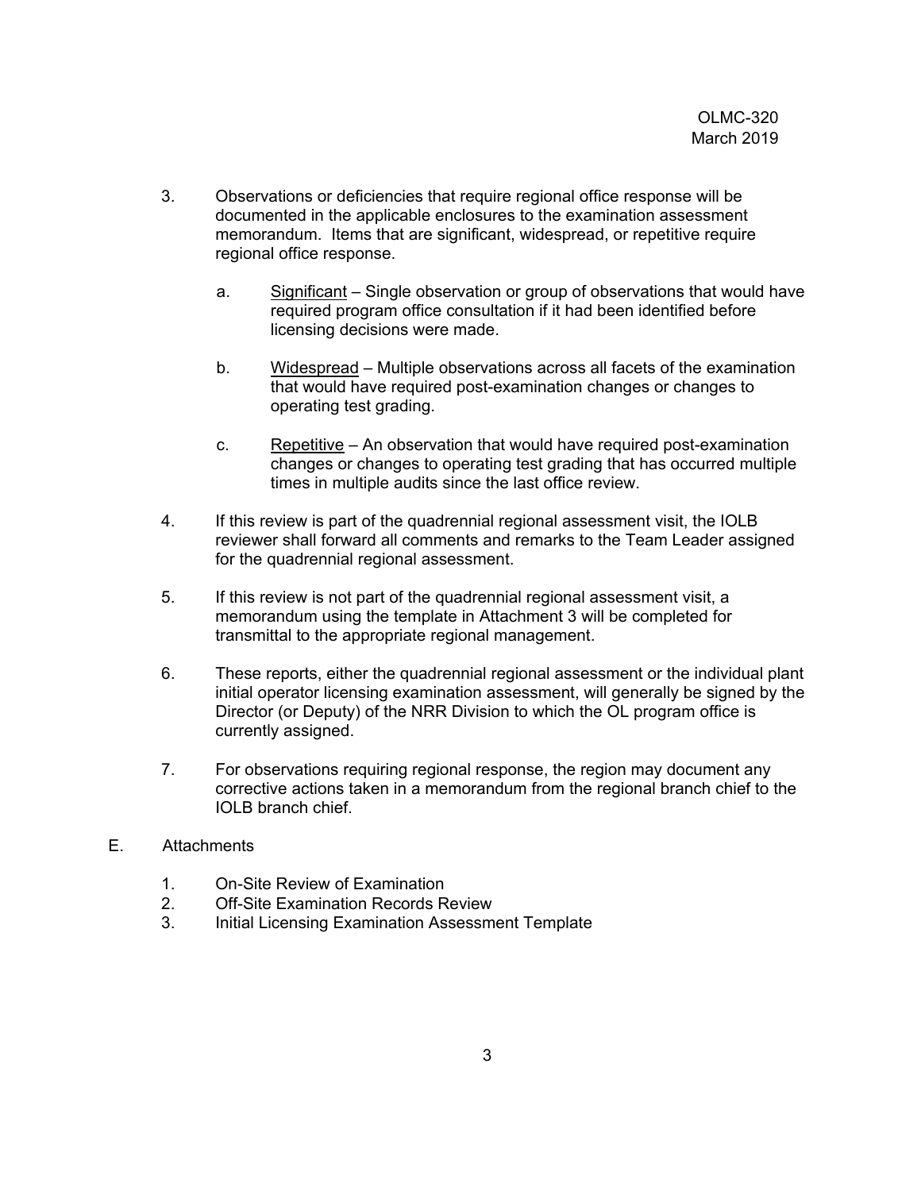3. Observations or deficiencies that require regional office response will be documented in the applicable enclosures to the examination assessment memorandum. Items that are significant, widespread, or repetitive require regional office response.

   a. <u>Significant</u> – Single observation or group of observations that would have required program office consultation if it had been identified before licensing decisions were made.

   b. <u>Widespread</u> – Multiple observations across all facets of the examination that would have required post-examination changes or changes to operating test grading.

   c. <u>Repetitive</u> – An observation that would have required post-examination changes or changes to operating test grading that has occurred multiple times in multiple audits since the last office review.

4. If this review is part of the quadrennial regional assessment visit, the IOLB reviewer shall forward all comments and remarks to the Team Leader assigned for the quadrennial regional assessment.

5. If this review is not part of the quadrennial regional assessment visit, a memorandum using the template in Attachment 3 will be completed for transmittal to the appropriate regional management.

6. These reports, either the quadrennial regional assessment or the individual plant initial operator licensing examination assessment, will generally be signed by the Director (or Deputy) of the NRR Division to which the OL program office is currently assigned.

7. For observations requiring regional response, the region may document any corrective actions taken in a memorandum from the regional branch chief to the IOLB branch chief.

E. Attachments

   1. On-Site Review of Examination
   2. Off-Site Examination Records Review
   3. Initial Licensing Examination Assessment Template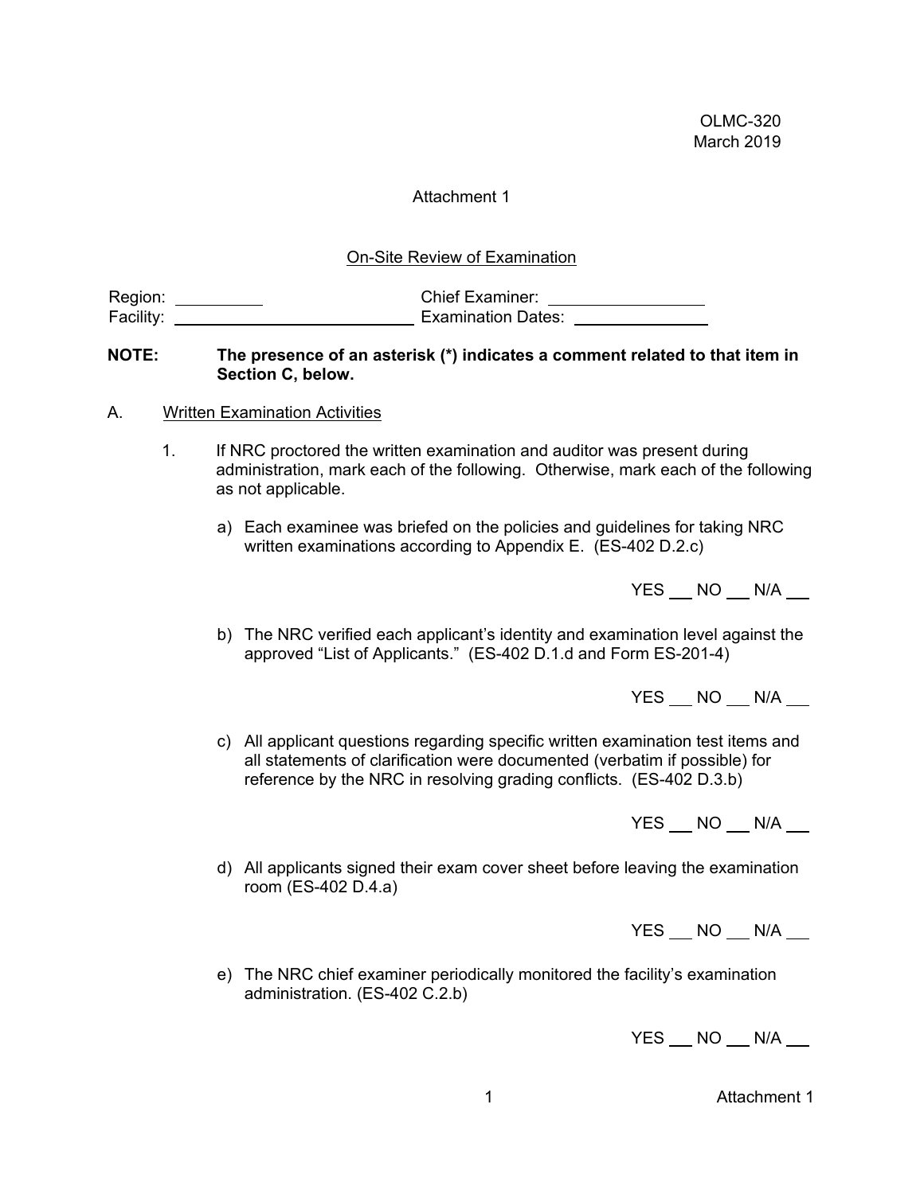OLMC-320
March 2019

Attachment 1

On-Site Review of Examination

Region: ________ Chief Examiner: ______________
Facility: ______________________ Examination Dates: ____________

**NOTE: The presence of an asterisk (*) indicates a comment related to that item in Section C, below.**

A. Written Examination Activities

1. If NRC proctored the written examination and auditor was present during administration, mark each of the following. Otherwise, mark each of the following as not applicable.

   a) Each examinee was briefed on the policies and guidelines for taking NRC written examinations according to Appendix E. (ES-402 D.2.c)

      YES ___ NO ___ N/A ___

   b) The NRC verified each applicant's identity and examination level against the approved "List of Applicants." (ES-402 D.1.d and Form ES-201-4)

      YES ___ NO ___ N/A ___

   c) All applicant questions regarding specific written examination test items and all statements of clarification were documented (verbatim if possible) for reference by the NRC in resolving grading conflicts. (ES-402 D.3.b)

      YES ___ NO ___ N/A ___

   d) All applicants signed their exam cover sheet before leaving the examination room (ES-402 D.4.a)

      YES ___ NO ___ N/A ___

   e) The NRC chief examiner periodically monitored the facility's examination administration. (ES-402 C.2.b)

      YES ___ NO ___ N/A ___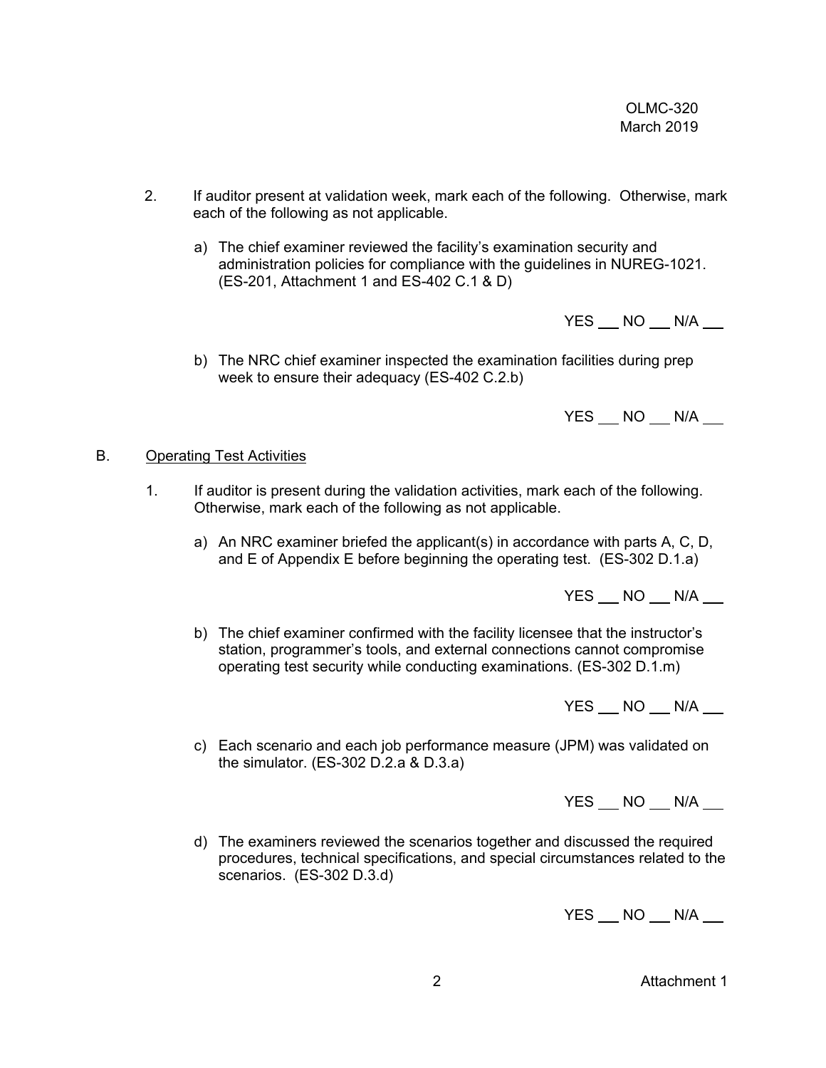2. If auditor present at validation week, mark each of the following. Otherwise, mark each of the following as not applicable.

   a) The chief examiner reviewed the facility's examination security and administration policies for compliance with the guidelines in NUREG-1021. (ES-201, Attachment 1 and ES-402 C.1 & D)

   YES ___ NO ___ N/A ___

   b) The NRC chief examiner inspected the examination facilities during prep week to ensure their adequacy (ES-402 C.2.b)

   YES ___ NO ___ N/A ___

B. Operating Test Activities

1. If auditor is present during the validation activities, mark each of the following. Otherwise, mark each of the following as not applicable.

   a) An NRC examiner briefed the applicant(s) in accordance with parts A, C, D, and E of Appendix E before beginning the operating test. (ES-302 D.1.a)

   YES ___ NO ___ N/A ___

   b) The chief examiner confirmed with the facility licensee that the instructor's station, programmer's tools, and external connections cannot compromise operating test security while conducting examinations. (ES-302 D.1.m)

   YES ___ NO ___ N/A ___

   c) Each scenario and each job performance measure (JPM) was validated on the simulator. (ES-302 D.2.a & D.3.a)

   YES ___ NO ___ N/A ___

   d) The examiners reviewed the scenarios together and discussed the required procedures, technical specifications, and special circumstances related to the scenarios. (ES-302 D.3.d)

   YES ___ NO ___ N/A ___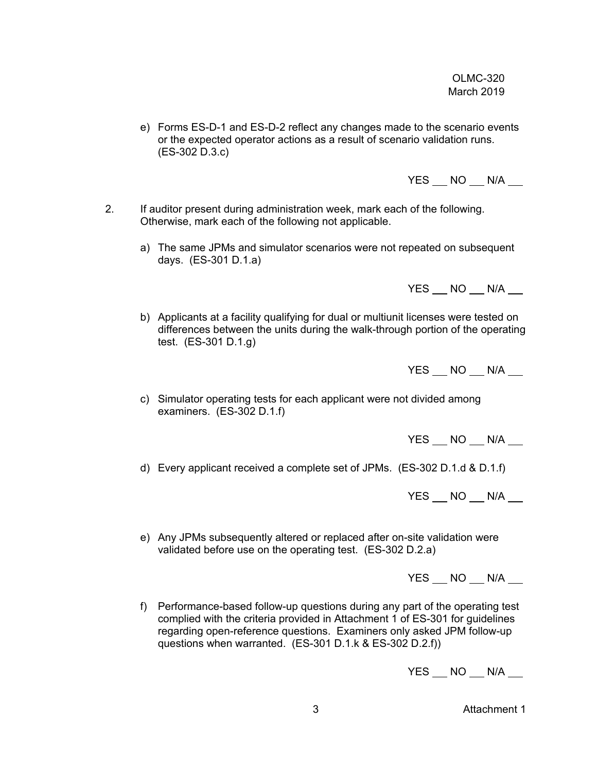e) Forms ES-D-1 and ES-D-2 reflect any changes made to the scenario events or the expected operator actions as a result of scenario validation runs. (ES-302 D.3.c)

YES ___ NO ___ N/A ___

2. If auditor present during administration week, mark each of the following. Otherwise, mark each of the following not applicable.

a) The same JPMs and simulator scenarios were not repeated on subsequent days. (ES-301 D.1.a)

YES ___ NO ___ N/A ___

b) Applicants at a facility qualifying for dual or multiunit licenses were tested on differences between the units during the walk-through portion of the operating test. (ES-301 D.1.g)

YES ___ NO ___ N/A ___

c) Simulator operating tests for each applicant were not divided among examiners. (ES-302 D.1.f)

YES ___ NO ___ N/A ___

d) Every applicant received a complete set of JPMs. (ES-302 D.1.d & D.1.f)

YES ___ NO ___ N/A ___

e) Any JPMs subsequently altered or replaced after on-site validation were validated before use on the operating test. (ES-302 D.2.a)

YES ___ NO ___ N/A ___

f) Performance-based follow-up questions during any part of the operating test complied with the criteria provided in Attachment 1 of ES-301 for guidelines regarding open-reference questions. Examiners only asked JPM follow-up questions when warranted. (ES-301 D.1.k & ES-302 D.2.f))

YES ___ NO ___ N/A ___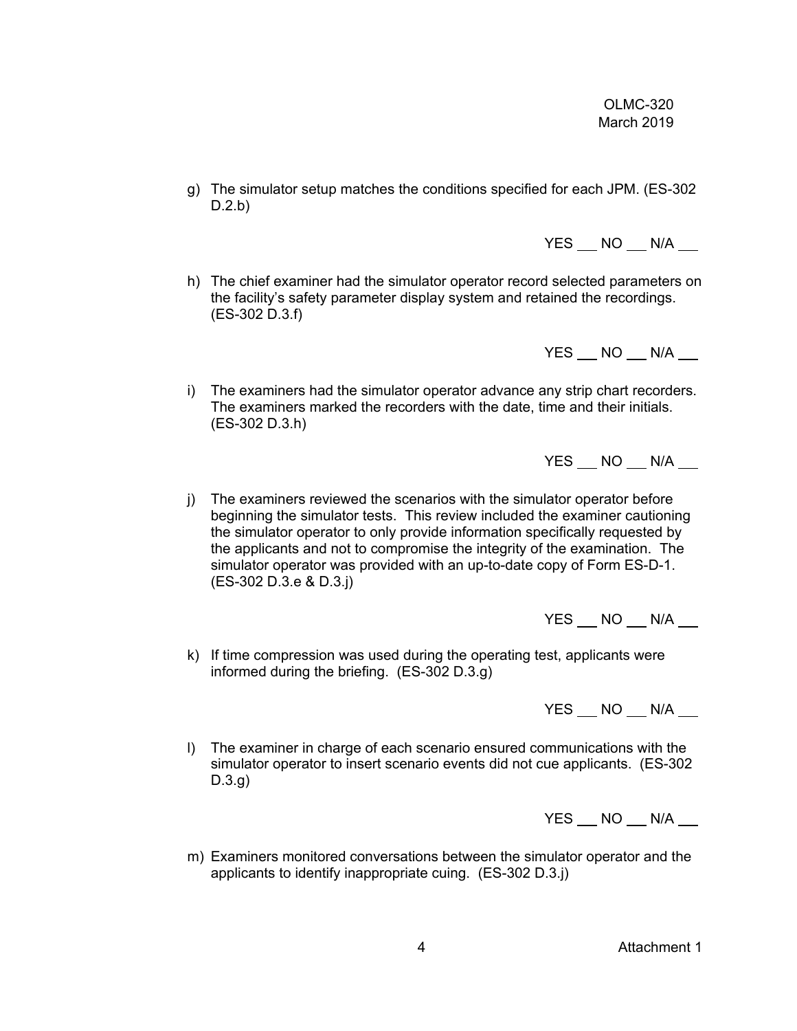g) The simulator setup matches the conditions specified for each JPM. (ES-302 D.2.b)

YES ___ NO ___ N/A ___

h) The chief examiner had the simulator operator record selected parameters on the facility's safety parameter display system and retained the recordings. (ES-302 D.3.f)

YES ___ NO ___ N/A ___

i) The examiners had the simulator operator advance any strip chart recorders. The examiners marked the recorders with the date, time and their initials. (ES-302 D.3.h)

YES ___ NO ___ N/A ___

j) The examiners reviewed the scenarios with the simulator operator before beginning the simulator tests. This review included the examiner cautioning the simulator operator to only provide information specifically requested by the applicants and not to compromise the integrity of the examination. The simulator operator was provided with an up-to-date copy of Form ES-D-1. (ES-302 D.3.e & D.3.j)

YES ___ NO ___ N/A ___

k) If time compression was used during the operating test, applicants were informed during the briefing. (ES-302 D.3.g)

YES ___ NO ___ N/A ___

l) The examiner in charge of each scenario ensured communications with the simulator operator to insert scenario events did not cue applicants. (ES-302 D.3.g)

YES ___ NO ___ N/A ___

m) Examiners monitored conversations between the simulator operator and the applicants to identify inappropriate cuing. (ES-302 D.3.j)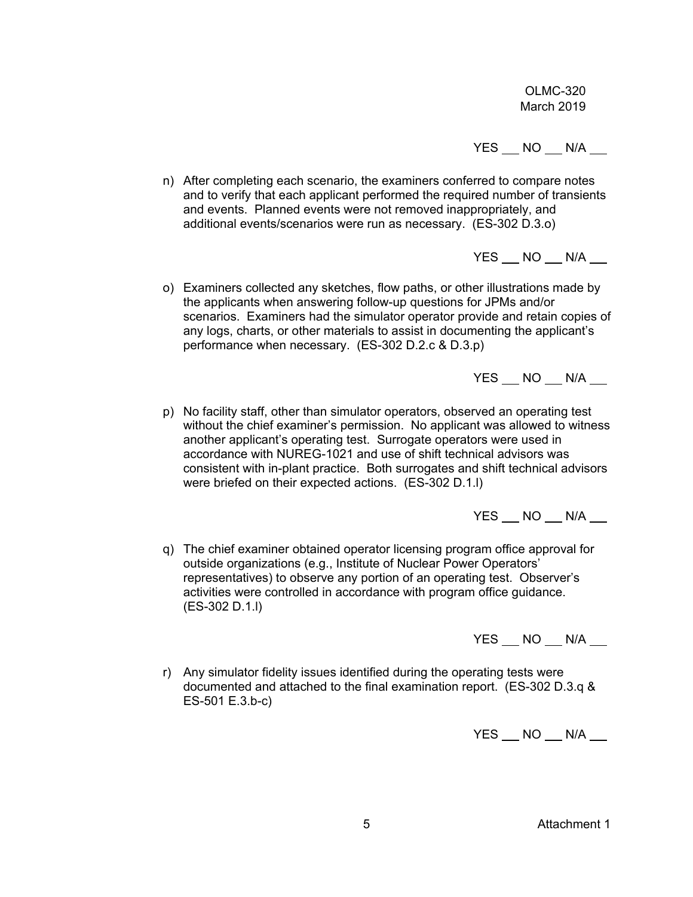YES ___ NO ___ N/A ___

n) After completing each scenario, the examiners conferred to compare notes and to verify that each applicant performed the required number of transients and events. Planned events were not removed inappropriately, and additional events/scenarios were run as necessary. (ES-302 D.3.o)

YES ___ NO ___ N/A ___

o) Examiners collected any sketches, flow paths, or other illustrations made by the applicants when answering follow-up questions for JPMs and/or scenarios. Examiners had the simulator operator provide and retain copies of any logs, charts, or other materials to assist in documenting the applicant's performance when necessary. (ES-302 D.2.c & D.3.p)

YES ___ NO ___ N/A ___

p) No facility staff, other than simulator operators, observed an operating test without the chief examiner's permission. No applicant was allowed to witness another applicant's operating test. Surrogate operators were used in accordance with NUREG-1021 and use of shift technical advisors was consistent with in-plant practice. Both surrogates and shift technical advisors were briefed on their expected actions. (ES-302 D.1.l)

YES ___ NO ___ N/A ___

q) The chief examiner obtained operator licensing program office approval for outside organizations (e.g., Institute of Nuclear Power Operators' representatives) to observe any portion of an operating test. Observer's activities were controlled in accordance with program office guidance. (ES-302 D.1.l)

YES ___ NO ___ N/A ___

r) Any simulator fidelity issues identified during the operating tests were documented and attached to the final examination report. (ES-302 D.3.q & ES-501 E.3.b-c)

YES ___ NO ___ N/A ___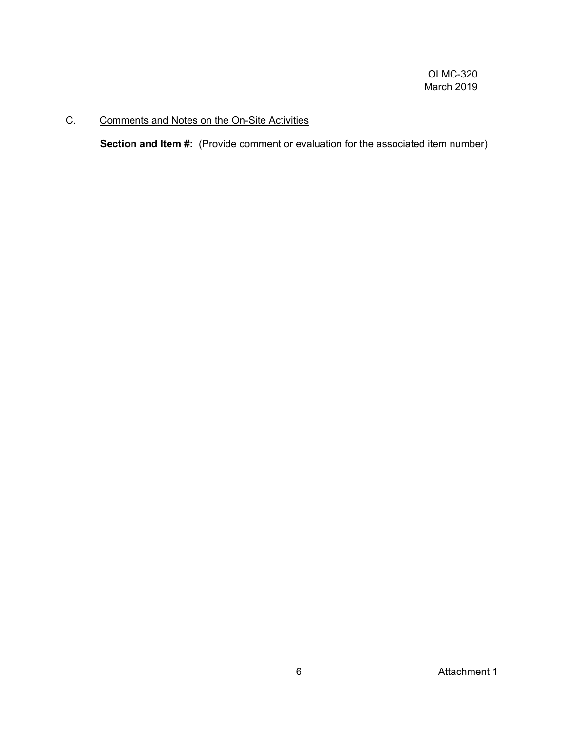## C. Comments and Notes on the On-Site Activities

**Section and Item #:** (Provide comment or evaluation for the associated item number)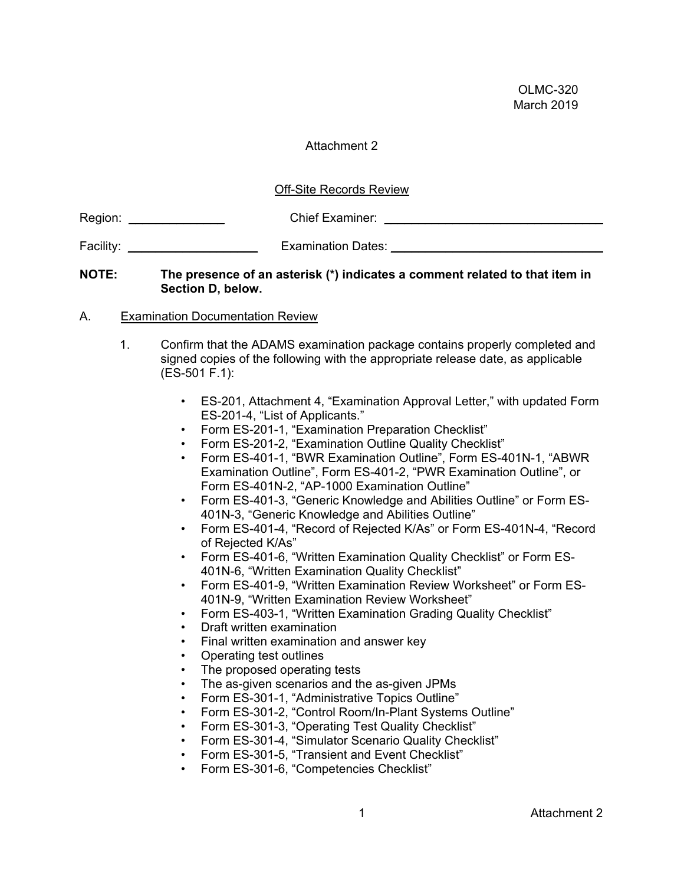OLMC-320
March 2019

Attachment 2

Off-Site Records Review

Region: ______________ Chief Examiner: ________________________________

Facility: ___________________ Examination Dates: ______________________________

**NOTE: The presence of an asterisk (*) indicates a comment related to that item in Section D, below.**

A. Examination Documentation Review

1. Confirm that the ADAMS examination package contains properly completed and signed copies of the following with the appropriate release date, as applicable (ES-501 F.1):

   - ES-201, Attachment 4, "Examination Approval Letter," with updated Form ES-201-4, "List of Applicants."
   - Form ES-201-1, "Examination Preparation Checklist"
   - Form ES-201-2, "Examination Outline Quality Checklist"
   - Form ES-401-1, "BWR Examination Outline", Form ES-401N-1, "ABWR Examination Outline", Form ES-401-2, "PWR Examination Outline", or Form ES-401N-2, "AP-1000 Examination Outline"
   - Form ES-401-3, "Generic Knowledge and Abilities Outline" or Form ES-401N-3, "Generic Knowledge and Abilities Outline"
   - Form ES-401-4, "Record of Rejected K/As" or Form ES-401N-4, "Record of Rejected K/As"
   - Form ES-401-6, "Written Examination Quality Checklist" or Form ES-401N-6, "Written Examination Quality Checklist"
   - Form ES-401-9, "Written Examination Review Worksheet" or Form ES-401N-9, "Written Examination Review Worksheet"
   - Form ES-403-1, "Written Examination Grading Quality Checklist"
   - Draft written examination
   - Final written examination and answer key
   - Operating test outlines
   - The proposed operating tests
   - The as-given scenarios and the as-given JPMs
   - Form ES-301-1, "Administrative Topics Outline"
   - Form ES-301-2, "Control Room/In-Plant Systems Outline"
   - Form ES-301-3, "Operating Test Quality Checklist"
   - Form ES-301-4, "Simulator Scenario Quality Checklist"
   - Form ES-301-5, "Transient and Event Checklist"
   - Form ES-301-6, "Competencies Checklist"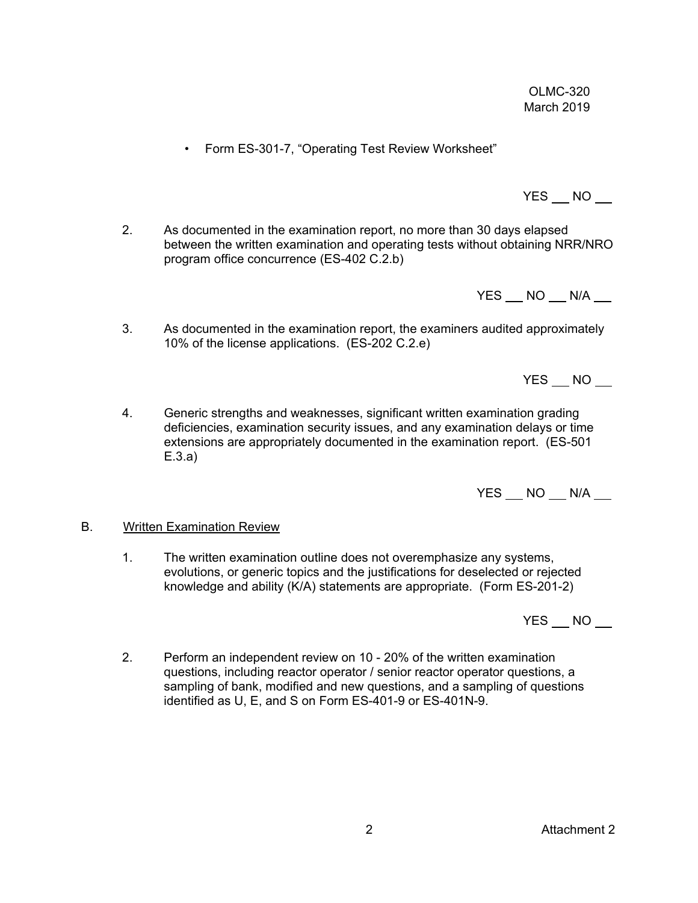- Form ES-301-7, "Operating Test Review Worksheet"

YES ___ NO ___

2. As documented in the examination report, no more than 30 days elapsed between the written examination and operating tests without obtaining NRR/NRO program office concurrence (ES-402 C.2.b)

YES ___ NO ___ N/A ___

3. As documented in the examination report, the examiners audited approximately 10% of the license applications. (ES-202 C.2.e)

YES ___ NO ___

4. Generic strengths and weaknesses, significant written examination grading deficiencies, examination security issues, and any examination delays or time extensions are appropriately documented in the examination report. (ES-501 E.3.a)

YES ___ NO ___ N/A ___

B. Written Examination Review

1. The written examination outline does not overemphasize any systems, evolutions, or generic topics and the justifications for deselected or rejected knowledge and ability (K/A) statements are appropriate. (Form ES-201-2)

YES ___ NO ___

2. Perform an independent review on 10 - 20% of the written examination questions, including reactor operator / senior reactor operator questions, a sampling of bank, modified and new questions, and a sampling of questions identified as U, E, and S on Form ES-401-9 or ES-401N-9.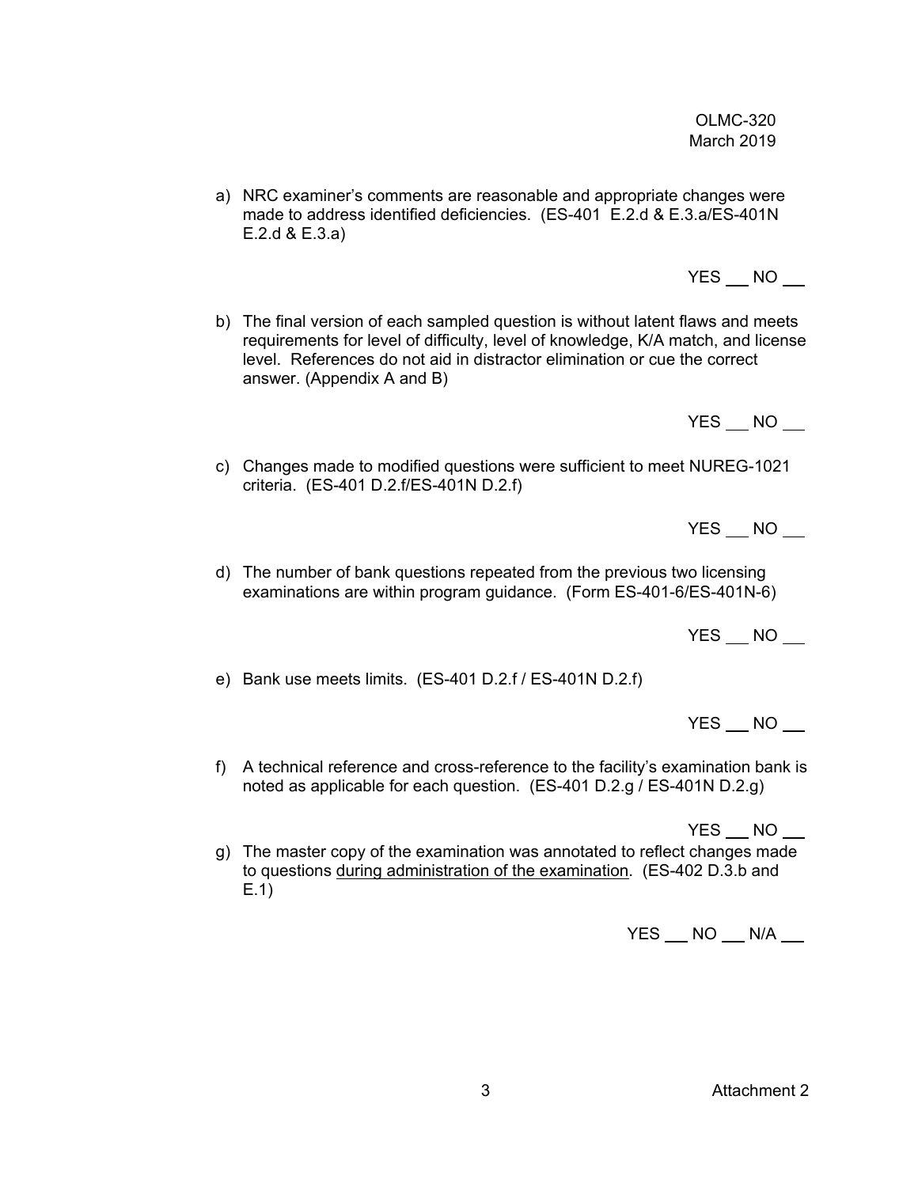a) NRC examiner's comments are reasonable and appropriate changes were made to address identified deficiencies. (ES-401 E.2.d & E.3.a/ES-401N E.2.d & E.3.a)

YES ___ NO ___

b) The final version of each sampled question is without latent flaws and meets requirements for level of difficulty, level of knowledge, K/A match, and license level. References do not aid in distractor elimination or cue the correct answer. (Appendix A and B)

YES ___ NO ___

c) Changes made to modified questions were sufficient to meet NUREG-1021 criteria. (ES-401 D.2.f/ES-401N D.2.f)

YES ___ NO ___

d) The number of bank questions repeated from the previous two licensing examinations are within program guidance. (Form ES-401-6/ES-401N-6)

YES ___ NO ___

e) Bank use meets limits. (ES-401 D.2.f / ES-401N D.2.f)

YES ___ NO ___

f) A technical reference and cross-reference to the facility's examination bank is noted as applicable for each question. (ES-401 D.2.g / ES-401N D.2.g)

YES ___ NO ___

g) The master copy of the examination was annotated to reflect changes made to questions <u>during administration of the examination</u>. (ES-402 D.3.b and E.1)

YES ___ NO ___ N/A ___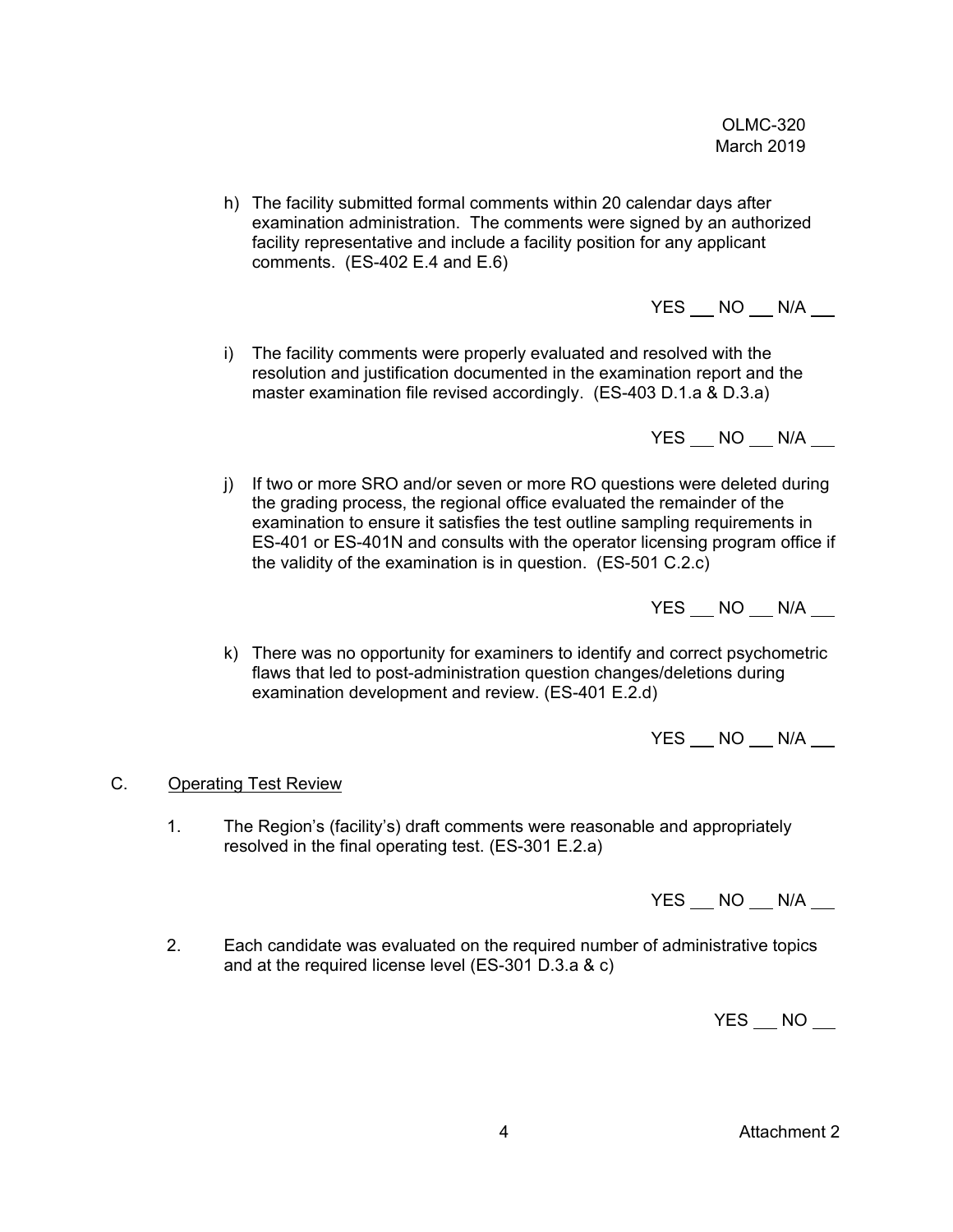h) The facility submitted formal comments within 20 calendar days after examination administration. The comments were signed by an authorized facility representative and include a facility position for any applicant comments. (ES-402 E.4 and E.6)

YES ___ NO ___ N/A ___

i) The facility comments were properly evaluated and resolved with the resolution and justification documented in the examination report and the master examination file revised accordingly. (ES-403 D.1.a & D.3.a)

YES ___ NO ___ N/A ___

j) If two or more SRO and/or seven or more RO questions were deleted during the grading process, the regional office evaluated the remainder of the examination to ensure it satisfies the test outline sampling requirements in ES-401 or ES-401N and consults with the operator licensing program office if the validity of the examination is in question. (ES-501 C.2.c)

YES ___ NO ___ N/A ___

k) There was no opportunity for examiners to identify and correct psychometric flaws that led to post-administration question changes/deletions during examination development and review. (ES-401 E.2.d)

YES ___ NO ___ N/A ___

C. Operating Test Review

1. The Region's (facility's) draft comments were reasonable and appropriately resolved in the final operating test. (ES-301 E.2.a)

YES ___ NO ___ N/A ___

2. Each candidate was evaluated on the required number of administrative topics and at the required license level (ES-301 D.3.a & c)

YES ___ NO ___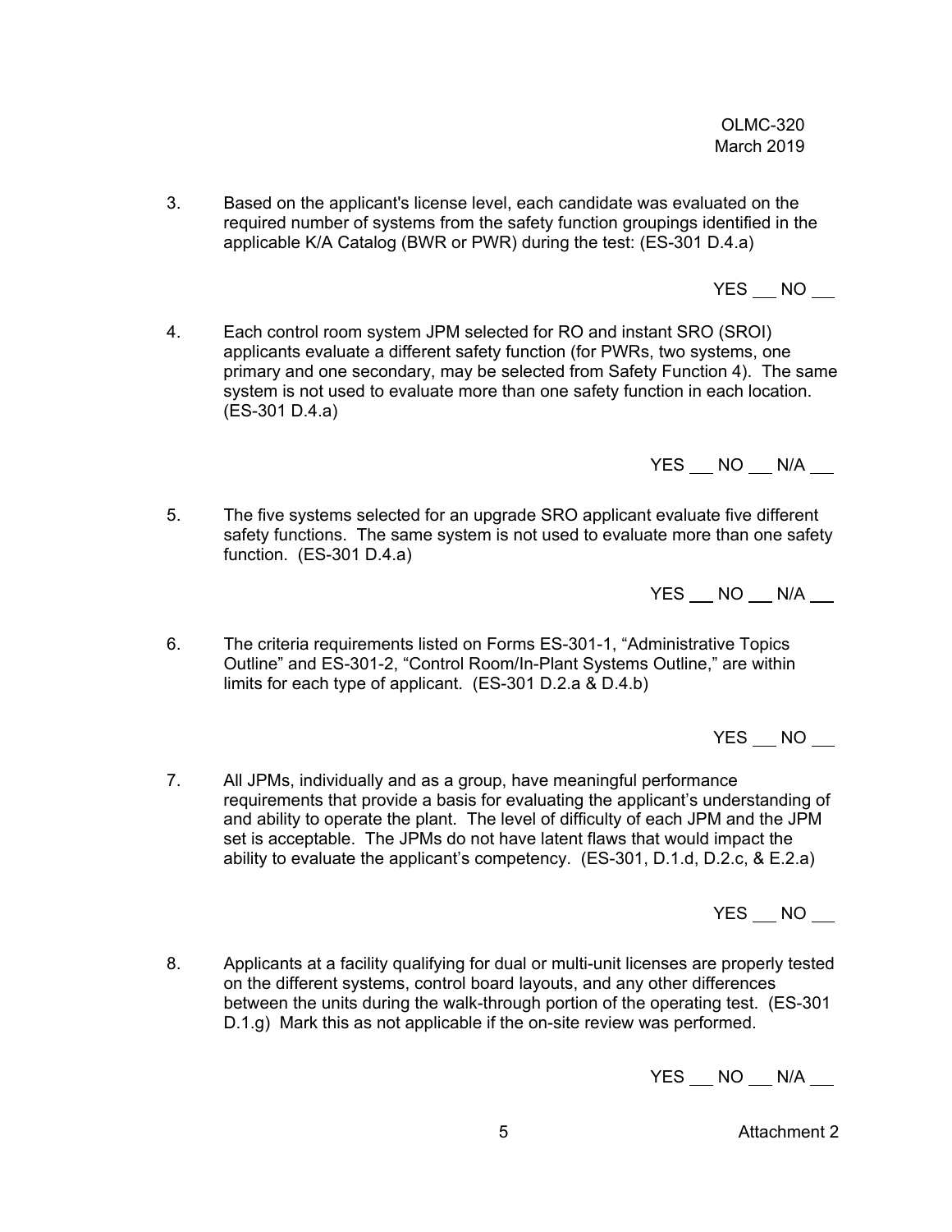3. Based on the applicant's license level, each candidate was evaluated on the required number of systems from the safety function groupings identified in the applicable K/A Catalog (BWR or PWR) during the test: (ES-301 D.4.a)

   YES ___ NO ___

4. Each control room system JPM selected for RO and instant SRO (SROI) applicants evaluate a different safety function (for PWRs, two systems, one primary and one secondary, may be selected from Safety Function 4). The same system is not used to evaluate more than one safety function in each location. (ES-301 D.4.a)

   YES ___ NO ___ N/A ___

5. The five systems selected for an upgrade SRO applicant evaluate five different safety functions. The same system is not used to evaluate more than one safety function. (ES-301 D.4.a)

   YES ___ NO ___ N/A ___

6. The criteria requirements listed on Forms ES-301-1, “Administrative Topics Outline” and ES-301-2, “Control Room/In-Plant Systems Outline,” are within limits for each type of applicant. (ES-301 D.2.a & D.4.b)

   YES ___ NO ___

7. All JPMs, individually and as a group, have meaningful performance requirements that provide a basis for evaluating the applicant’s understanding of and ability to operate the plant. The level of difficulty of each JPM and the JPM set is acceptable. The JPMs do not have latent flaws that would impact the ability to evaluate the applicant’s competency. (ES-301, D.1.d, D.2.c, & E.2.a)

   YES ___ NO ___

8. Applicants at a facility qualifying for dual or multi-unit licenses are properly tested on the different systems, control board layouts, and any other differences between the units during the walk-through portion of the operating test. (ES-301 D.1.g) Mark this as not applicable if the on-site review was performed.

   YES ___ NO ___ N/A ___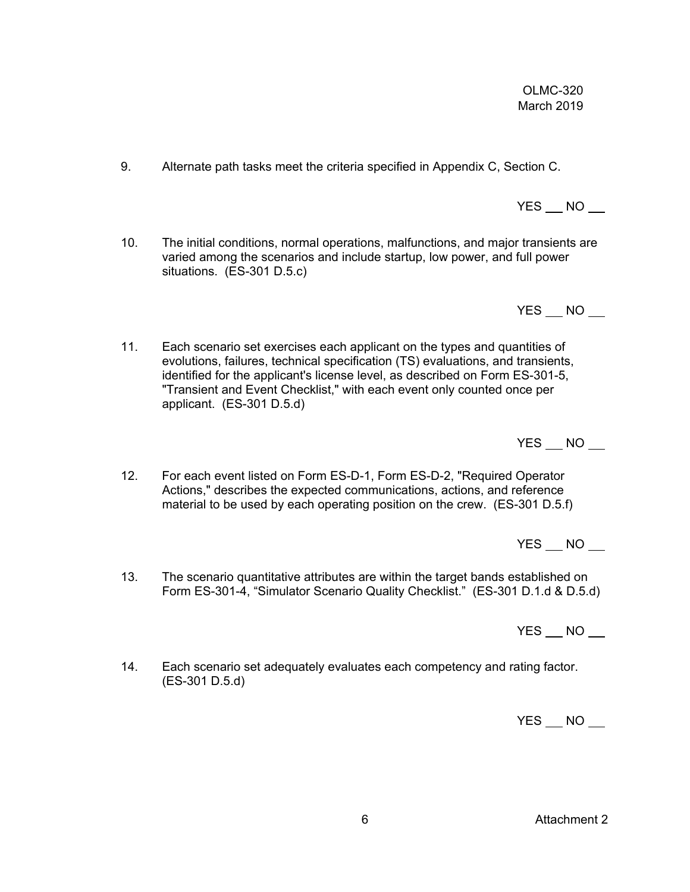9. Alternate path tasks meet the criteria specified in Appendix C, Section C.

YES ___ NO ___

10. The initial conditions, normal operations, malfunctions, and major transients are varied among the scenarios and include startup, low power, and full power situations. (ES-301 D.5.c)

YES ___ NO ___

11. Each scenario set exercises each applicant on the types and quantities of evolutions, failures, technical specification (TS) evaluations, and transients, identified for the applicant's license level, as described on Form ES-301-5, "Transient and Event Checklist," with each event only counted once per applicant. (ES-301 D.5.d)

YES ___ NO ___

12. For each event listed on Form ES-D-1, Form ES-D-2, "Required Operator Actions," describes the expected communications, actions, and reference material to be used by each operating position on the crew. (ES-301 D.5.f)

YES ___ NO ___

13. The scenario quantitative attributes are within the target bands established on Form ES-301-4, "Simulator Scenario Quality Checklist." (ES-301 D.1.d & D.5.d)

YES ___ NO ___

14. Each scenario set adequately evaluates each competency and rating factor. (ES-301 D.5.d)

YES ___ NO ___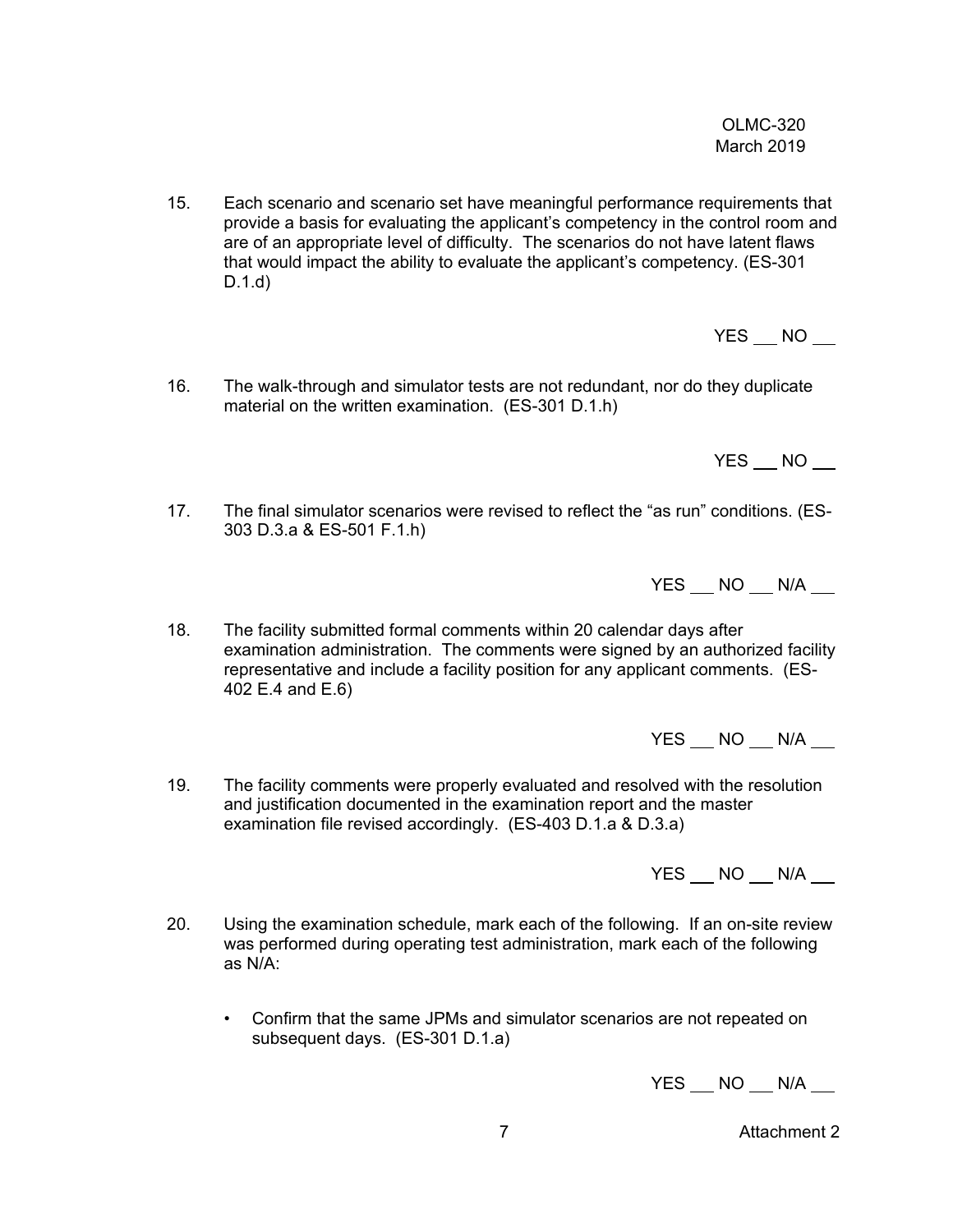15. Each scenario and scenario set have meaningful performance requirements that provide a basis for evaluating the applicant's competency in the control room and are of an appropriate level of difficulty. The scenarios do not have latent flaws that would impact the ability to evaluate the applicant's competency. (ES-301 D.1.d)

    YES ___ NO ___

16. The walk-through and simulator tests are not redundant, nor do they duplicate material on the written examination. (ES-301 D.1.h)

    YES ___ NO ___

17. The final simulator scenarios were revised to reflect the "as run" conditions. (ES-303 D.3.a & ES-501 F.1.h)

    YES ___ NO ___ N/A ___

18. The facility submitted formal comments within 20 calendar days after examination administration. The comments were signed by an authorized facility representative and include a facility position for any applicant comments. (ES-402 E.4 and E.6)

    YES ___ NO ___ N/A ___

19. The facility comments were properly evaluated and resolved with the resolution and justification documented in the examination report and the master examination file revised accordingly. (ES-403 D.1.a & D.3.a)

    YES ___ NO ___ N/A ___

20. Using the examination schedule, mark each of the following. If an on-site review was performed during operating test administration, mark each of the following as N/A:

    - Confirm that the same JPMs and simulator scenarios are not repeated on subsequent days. (ES-301 D.1.a)

      YES ___ NO ___ N/A ___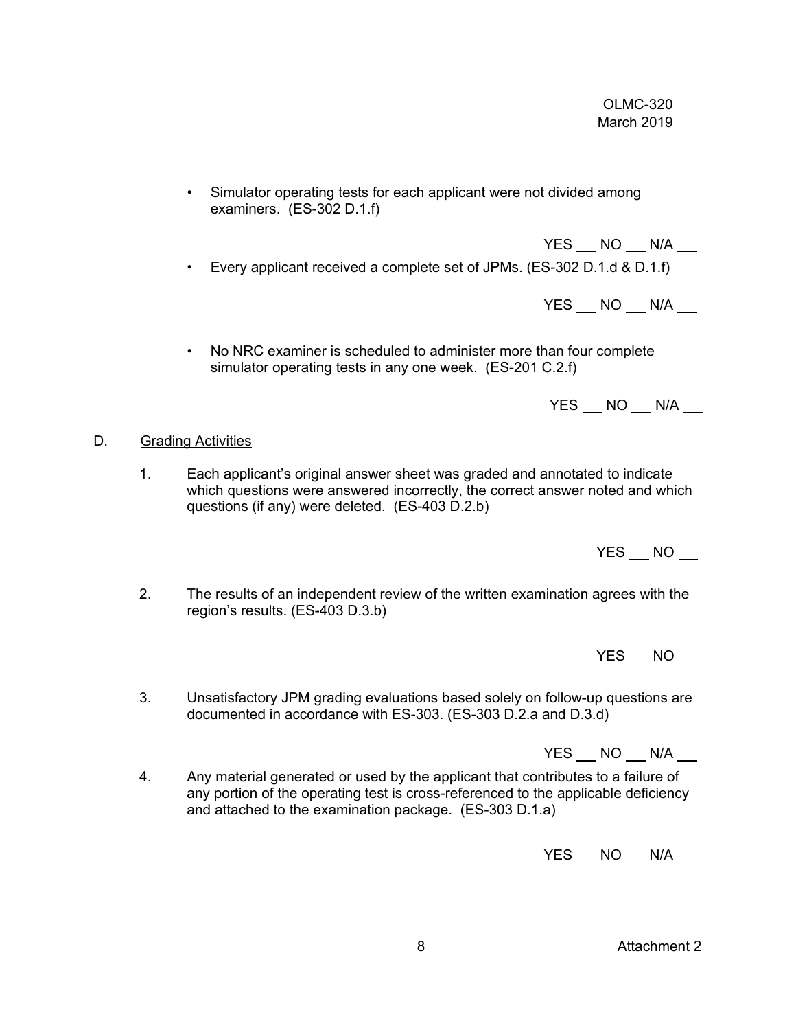- Simulator operating tests for each applicant were not divided among examiners. (ES-302 D.1.f)

  YES ___ NO ___ N/A ___

- Every applicant received a complete set of JPMs. (ES-302 D.1.d & D.1.f)

  YES ___ NO ___ N/A ___

- No NRC examiner is scheduled to administer more than four complete simulator operating tests in any one week. (ES-201 C.2.f)

  YES ___ NO ___ N/A ___

D. <u>Grading Activities</u>

1. Each applicant's original answer sheet was graded and annotated to indicate which questions were answered incorrectly, the correct answer noted and which questions (if any) were deleted. (ES-403 D.2.b)

   YES ___ NO ___

2. The results of an independent review of the written examination agrees with the region's results. (ES-403 D.3.b)

   YES ___ NO ___

3. Unsatisfactory JPM grading evaluations based solely on follow-up questions are documented in accordance with ES-303. (ES-303 D.2.a and D.3.d)

   YES ___ NO ___ N/A ___

4. Any material generated or used by the applicant that contributes to a failure of any portion of the operating test is cross-referenced to the applicable deficiency and attached to the examination package. (ES-303 D.1.a)

   YES ___ NO ___ N/A ___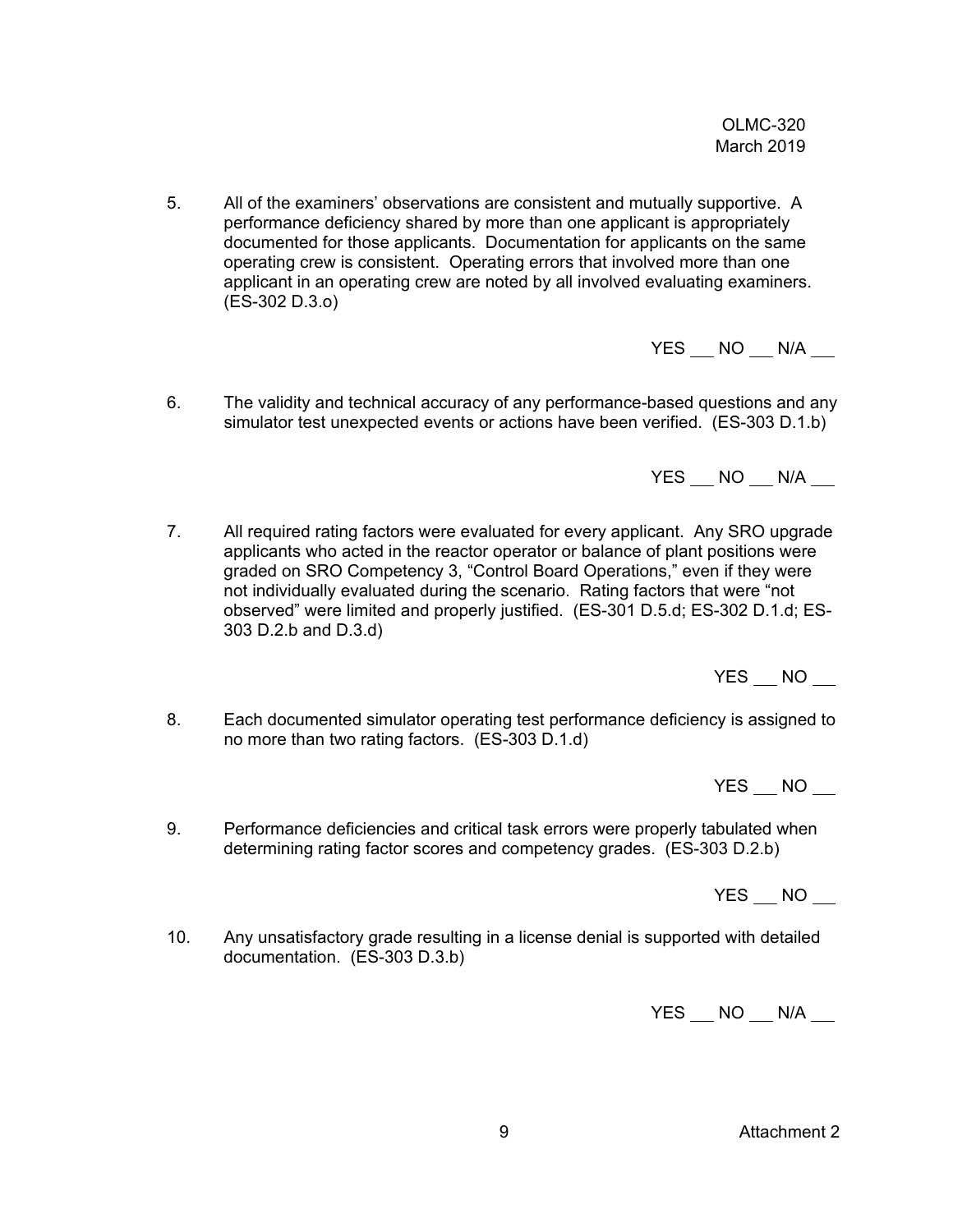5. All of the examiners' observations are consistent and mutually supportive. A performance deficiency shared by more than one applicant is appropriately documented for those applicants. Documentation for applicants on the same operating crew is consistent. Operating errors that involved more than one applicant in an operating crew are noted by all involved evaluating examiners. (ES-302 D.3.o)

   YES ___ NO ___ N/A ___

6. The validity and technical accuracy of any performance-based questions and any simulator test unexpected events or actions have been verified. (ES-303 D.1.b)

   YES ___ NO ___ N/A ___

7. All required rating factors were evaluated for every applicant. Any SRO upgrade applicants who acted in the reactor operator or balance of plant positions were graded on SRO Competency 3, "Control Board Operations," even if they were not individually evaluated during the scenario. Rating factors that were "not observed" were limited and properly justified. (ES-301 D.5.d; ES-302 D.1.d; ES-303 D.2.b and D.3.d)

   YES ___ NO ___

8. Each documented simulator operating test performance deficiency is assigned to no more than two rating factors. (ES-303 D.1.d)

   YES ___ NO ___

9. Performance deficiencies and critical task errors were properly tabulated when determining rating factor scores and competency grades. (ES-303 D.2.b)

   YES ___ NO ___

10. Any unsatisfactory grade resulting in a license denial is supported with detailed documentation. (ES-303 D.3.b)

    YES ___ NO ___ N/A ___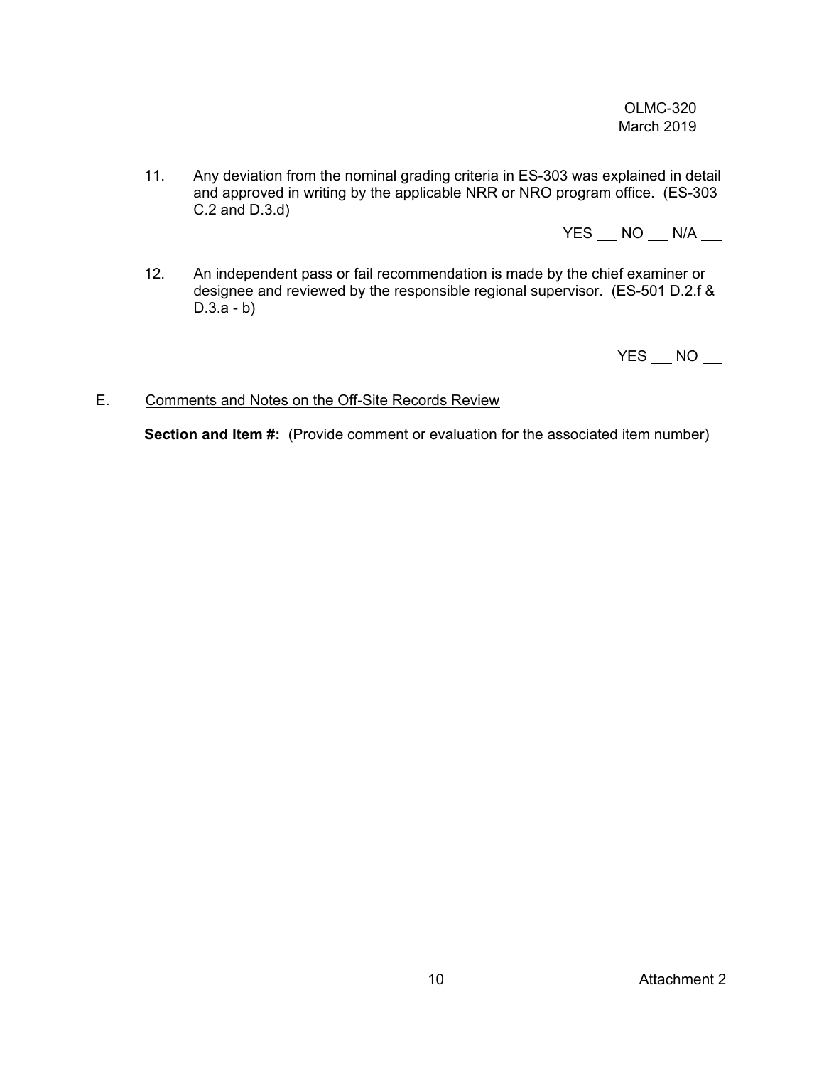11. Any deviation from the nominal grading criteria in ES-303 was explained in detail and approved in writing by the applicable NRR or NRO program office. (ES-303 C.2 and D.3.d)

    YES ___ NO ___ N/A ___

12. An independent pass or fail recommendation is made by the chief examiner or designee and reviewed by the responsible regional supervisor. (ES-501 D.2.f & D.3.a - b)

    YES ___ NO ___

E. Comments and Notes on the Off-Site Records Review

**Section and Item #:** (Provide comment or evaluation for the associated item number)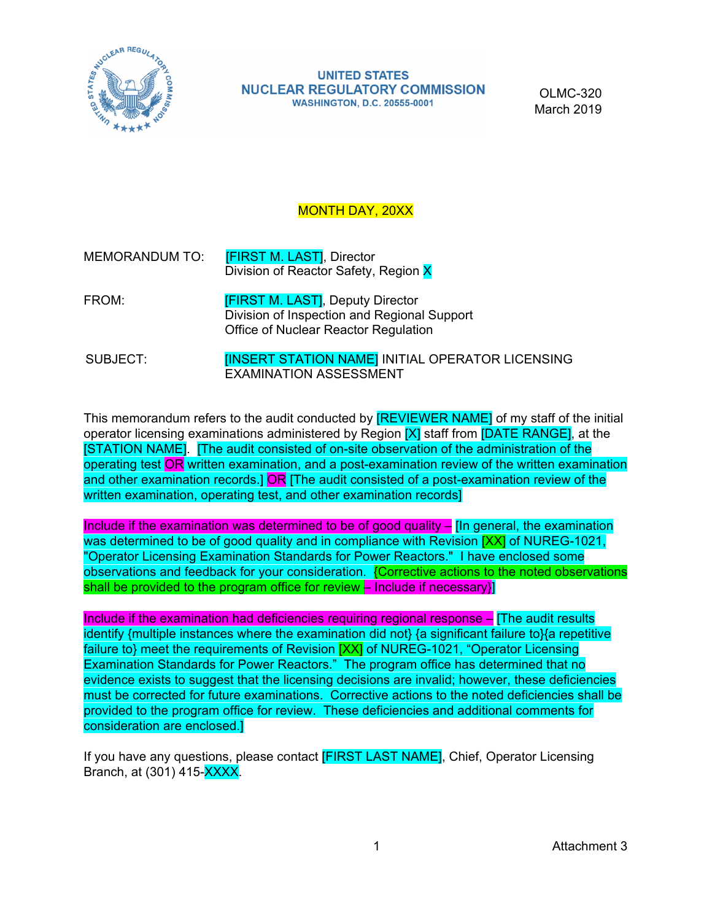UNITED STATES
NUCLEAR REGULATORY COMMISSION
WASHINGTON, D.C. 20555-0001

OLMC-320
March 2019

MONTH DAY, 20XX

MEMORANDUM TO: [FIRST M. LAST], Director
Division of Reactor Safety, Region X

FROM: [FIRST M. LAST], Deputy Director
Division of Inspection and Regional Support
Office of Nuclear Reactor Regulation

SUBJECT: [INSERT STATION NAME] INITIAL OPERATOR LICENSING EXAMINATION ASSESSMENT

This memorandum refers to the audit conducted by [REVIEWER NAME] of my staff of the initial operator licensing examinations administered by Region [X] staff from [DATE RANGE], at the [STATION NAME]. [The audit consisted of on-site observation of the administration of the operating test OR written examination, and a post-examination review of the written examination and other examination records.] OR [The audit consisted of a post-examination review of the written examination, operating test, and other examination records]

Include if the examination was determined to be of good quality – [In general, the examination was determined to be of good quality and in compliance with Revision [XX] of NUREG-1021, "Operator Licensing Examination Standards for Power Reactors." I have enclosed some observations and feedback for your consideration. {Corrective actions to the noted observations shall be provided to the program office for review – Include if necessary}]

Include if the examination had deficiencies requiring regional response – [The audit results identify {multiple instances where the examination did not} {a significant failure to}{a repetitive failure to} meet the requirements of Revision [XX] of NUREG-1021, "Operator Licensing Examination Standards for Power Reactors." The program office has determined that no evidence exists to suggest that the licensing decisions are invalid; however, these deficiencies must be corrected for future examinations. Corrective actions to the noted deficiencies shall be provided to the program office for review. These deficiencies and additional comments for consideration are enclosed.]

If you have any questions, please contact [FIRST LAST NAME], Chief, Operator Licensing Branch, at (301) 415-XXXX.

Attachment 3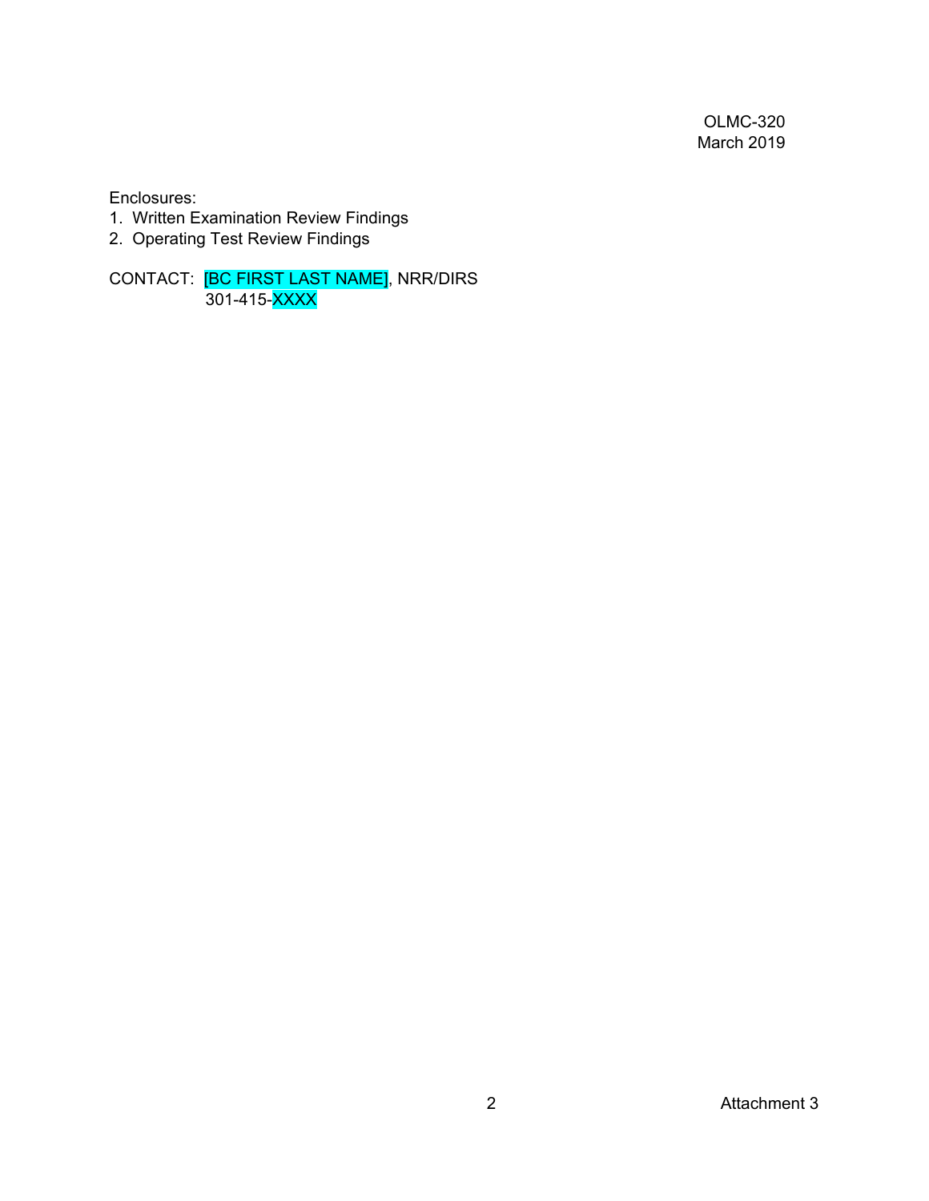OLMC-320
March 2019

Enclosures:

1. Written Examination Review Findings
2. Operating Test Review Findings

CONTACT: [BC FIRST LAST NAME], NRR/DIRS
301-415-XXXX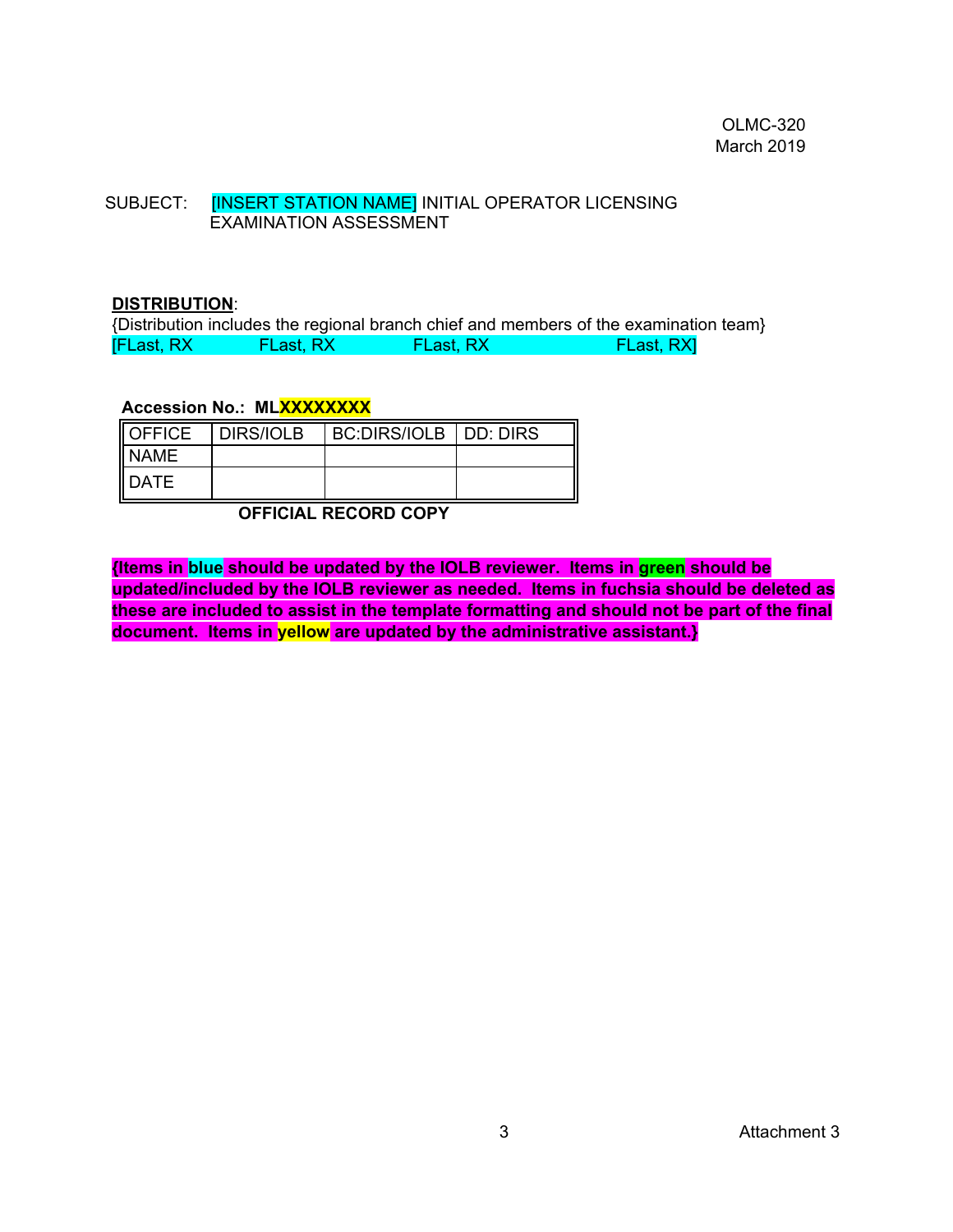OLMC-320
March 2019

SUBJECT: [INSERT STATION NAME] INITIAL OPERATOR LICENSING EXAMINATION ASSESSMENT

**DISTRIBUTION**:
{Distribution includes the regional branch chief and members of the examination team}
[FLast, RX FLast, RX FLast, RX FLast, RX]

**Accession No.: MLXXXXXXXX**

| OFFICE | DIRS/IOLB | BC:DIRS/IOLB | DD: DIRS |
|---|---|---|---|
| NAME | | | |
| DATE | | | |

**OFFICIAL RECORD COPY**

**{Items in blue should be updated by the IOLB reviewer. Items in green should be updated/included by the IOLB reviewer as needed. Items in fuchsia should be deleted as these are included to assist in the template formatting and should not be part of the final document. Items in yellow are updated by the administrative assistant.}**

Attachment 3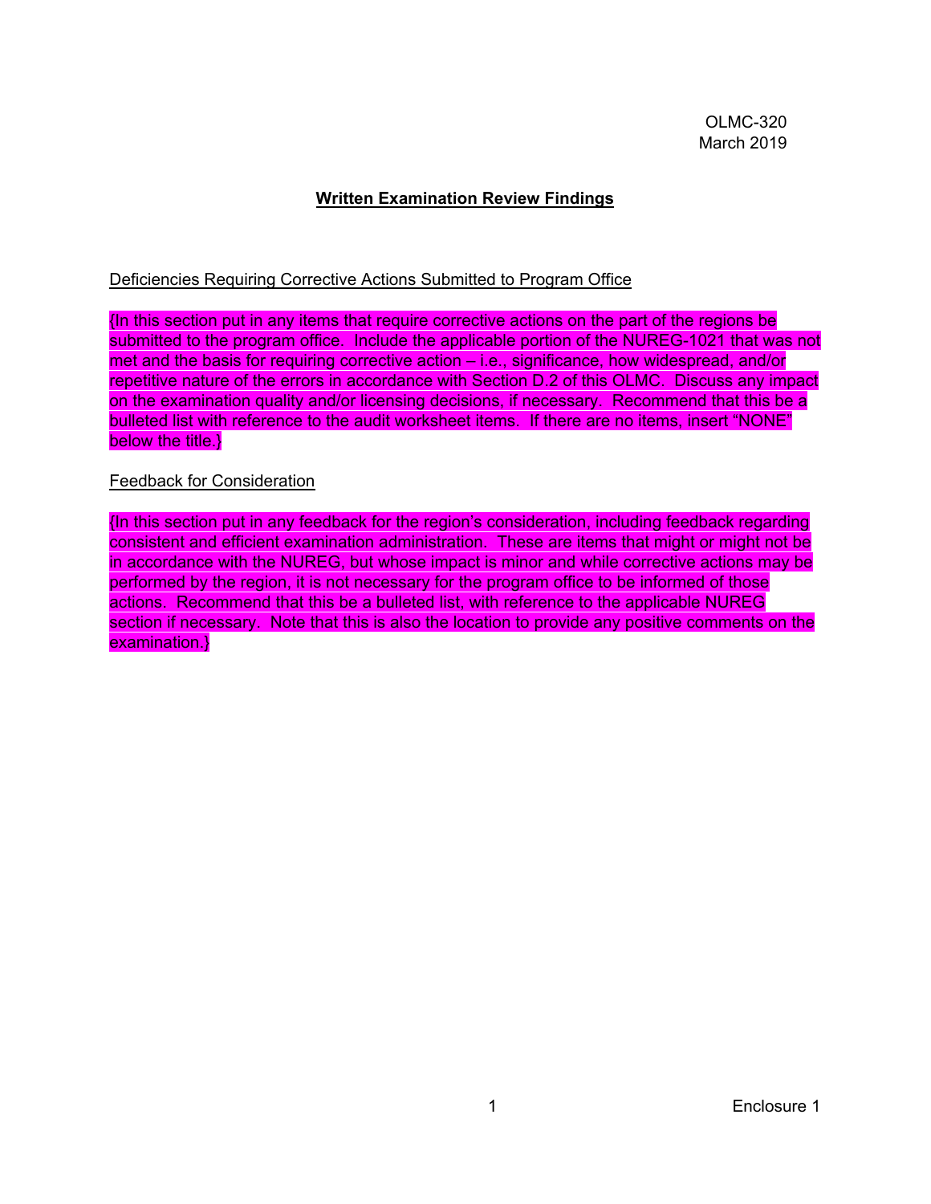OLMC-320
March 2019

## Written Examination Review Findings

Deficiencies Requiring Corrective Actions Submitted to Program Office

{In this section put in any items that require corrective actions on the part of the regions be submitted to the program office. Include the applicable portion of the NUREG-1021 that was not met and the basis for requiring corrective action – i.e., significance, how widespread, and/or repetitive nature of the errors in accordance with Section D.2 of this OLMC. Discuss any impact on the examination quality and/or licensing decisions, if necessary. Recommend that this be a bulleted list with reference to the audit worksheet items. If there are no items, insert "NONE" below the title.}

Feedback for Consideration

{In this section put in any feedback for the region's consideration, including feedback regarding consistent and efficient examination administration. These are items that might or might not be in accordance with the NUREG, but whose impact is minor and while corrective actions may be performed by the region, it is not necessary for the program office to be informed of those actions. Recommend that this be a bulleted list, with reference to the applicable NUREG section if necessary. Note that this is also the location to provide any positive comments on the examination.}

Enclosure 1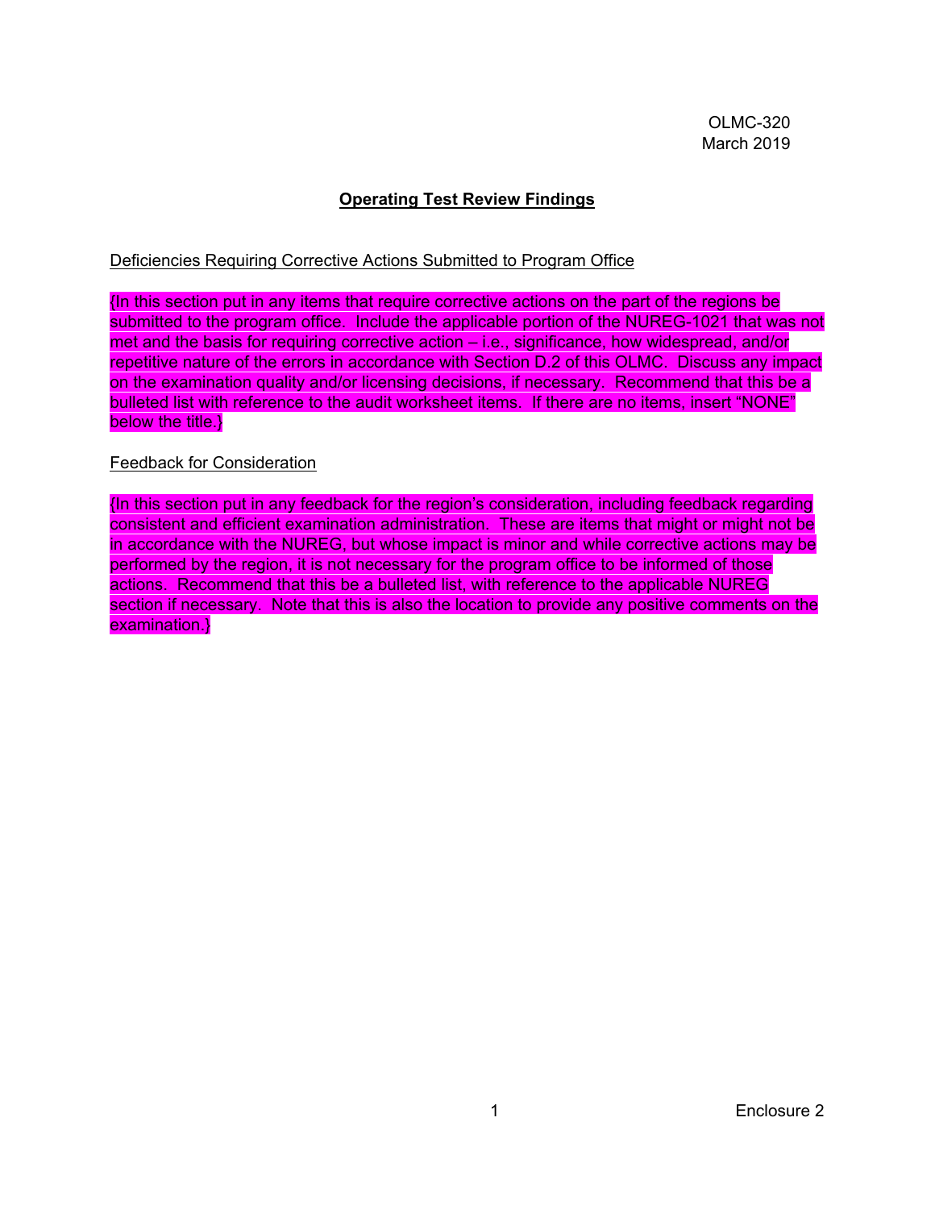OLMC-320
March 2019

# Operating Test Review Findings

Deficiencies Requiring Corrective Actions Submitted to Program Office

{In this section put in any items that require corrective actions on the part of the regions be submitted to the program office. Include the applicable portion of the NUREG-1021 that was not met and the basis for requiring corrective action – i.e., significance, how widespread, and/or repetitive nature of the errors in accordance with Section D.2 of this OLMC. Discuss any impact on the examination quality and/or licensing decisions, if necessary. Recommend that this be a bulleted list with reference to the audit worksheet items. If there are no items, insert "NONE" below the title.}

Feedback for Consideration

{In this section put in any feedback for the region's consideration, including feedback regarding consistent and efficient examination administration. These are items that might or might not be in accordance with the NUREG, but whose impact is minor and while corrective actions may be performed by the region, it is not necessary for the program office to be informed of those actions. Recommend that this be a bulleted list, with reference to the applicable NUREG section if necessary. Note that this is also the location to provide any positive comments on the examination.}

Enclosure 2